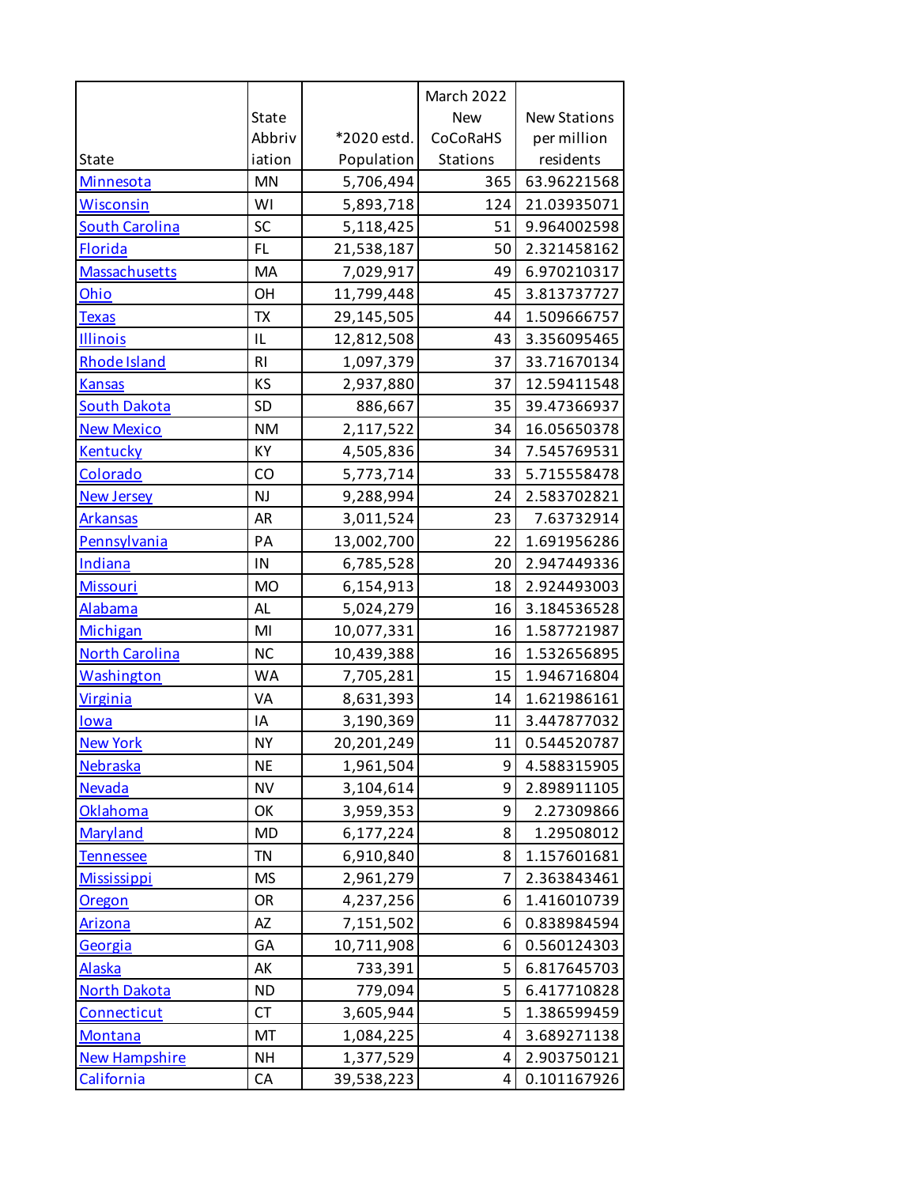| State | State Abbriv iation | *2020 estd. Population | March 2022 New CoCoRaHS Stations | New Stations per million residents |
|---|---|---|---|---|
| Minnesota | MN | 5,706,494 | 365 | 63.96221568 |
| Wisconsin | WI | 5,893,718 | 124 | 21.03935071 |
| South Carolina | SC | 5,118,425 | 51 | 9.964002598 |
| Florida | FL | 21,538,187 | 50 | 2.321458162 |
| Massachusetts | MA | 7,029,917 | 49 | 6.970210317 |
| Ohio | OH | 11,799,448 | 45 | 3.813737727 |
| Texas | TX | 29,145,505 | 44 | 1.509666757 |
| Illinois | IL | 12,812,508 | 43 | 3.356095465 |
| Rhode Island | RI | 1,097,379 | 37 | 33.71670134 |
| Kansas | KS | 2,937,880 | 37 | 12.59411548 |
| South Dakota | SD | 886,667 | 35 | 39.47366937 |
| New Mexico | NM | 2,117,522 | 34 | 16.05650378 |
| Kentucky | KY | 4,505,836 | 34 | 7.545769531 |
| Colorado | CO | 5,773,714 | 33 | 5.715558478 |
| New Jersey | NJ | 9,288,994 | 24 | 2.583702821 |
| Arkansas | AR | 3,011,524 | 23 | 7.63732914 |
| Pennsylvania | PA | 13,002,700 | 22 | 1.691956286 |
| Indiana | IN | 6,785,528 | 20 | 2.947449336 |
| Missouri | MO | 6,154,913 | 18 | 2.924493003 |
| Alabama | AL | 5,024,279 | 16 | 3.184536528 |
| Michigan | MI | 10,077,331 | 16 | 1.587721987 |
| North Carolina | NC | 10,439,388 | 16 | 1.532656895 |
| Washington | WA | 7,705,281 | 15 | 1.946716804 |
| Virginia | VA | 8,631,393 | 14 | 1.621986161 |
| Iowa | IA | 3,190,369 | 11 | 3.447877032 |
| New York | NY | 20,201,249 | 11 | 0.544520787 |
| Nebraska | NE | 1,961,504 | 9 | 4.588315905 |
| Nevada | NV | 3,104,614 | 9 | 2.898911105 |
| Oklahoma | OK | 3,959,353 | 9 | 2.27309866 |
| Maryland | MD | 6,177,224 | 8 | 1.29508012 |
| Tennessee | TN | 6,910,840 | 8 | 1.157601681 |
| Mississippi | MS | 2,961,279 | 7 | 2.363843461 |
| Oregon | OR | 4,237,256 | 6 | 1.416010739 |
| Arizona | AZ | 7,151,502 | 6 | 0.838984594 |
| Georgia | GA | 10,711,908 | 6 | 0.560124303 |
| Alaska | AK | 733,391 | 5 | 6.817645703 |
| North Dakota | ND | 779,094 | 5 | 6.417710828 |
| Connecticut | CT | 3,605,944 | 5 | 1.386599459 |
| Montana | MT | 1,084,225 | 4 | 3.689271138 |
| New Hampshire | NH | 1,377,529 | 4 | 2.903750121 |
| California | CA | 39,538,223 | 4 | 0.101167926 |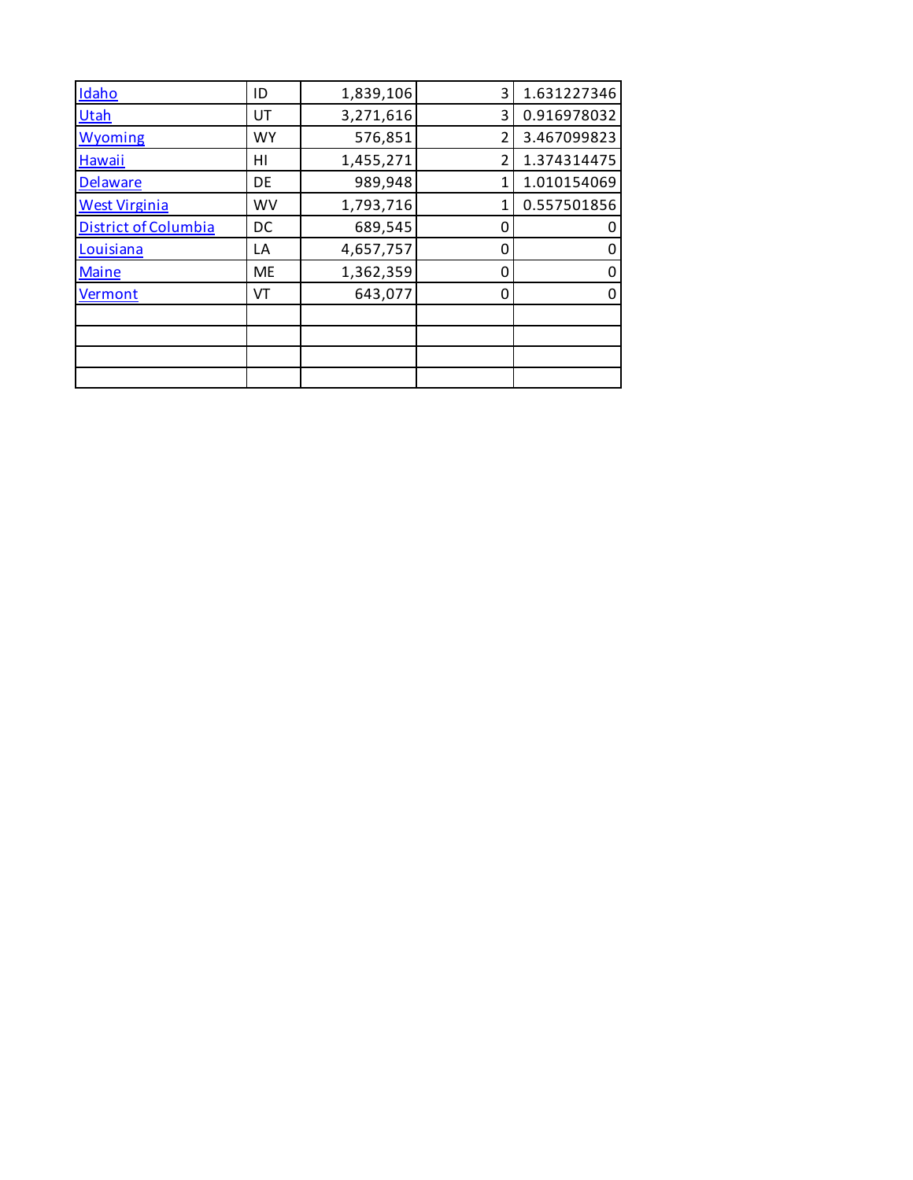| | | | | |
|---|---|---|---|---|
| Idaho | ID | 1,839,106 | 3 | 1.631227346 |
| Utah | UT | 3,271,616 | 3 | 0.916978032 |
| Wyoming | WY | 576,851 | 2 | 3.467099823 |
| Hawaii | HI | 1,455,271 | 2 | 1.374314475 |
| Delaware | DE | 989,948 | 1 | 1.010154069 |
| West Virginia | WV | 1,793,716 | 1 | 0.557501856 |
| District of Columbia | DC | 689,545 | 0 | 0 |
| Louisiana | LA | 4,657,757 | 0 | 0 |
| Maine | ME | 1,362,359 | 0 | 0 |
| Vermont | VT | 643,077 | 0 | 0 |
| | | | | |
| | | | | |
| | | | | |
| | | | | |